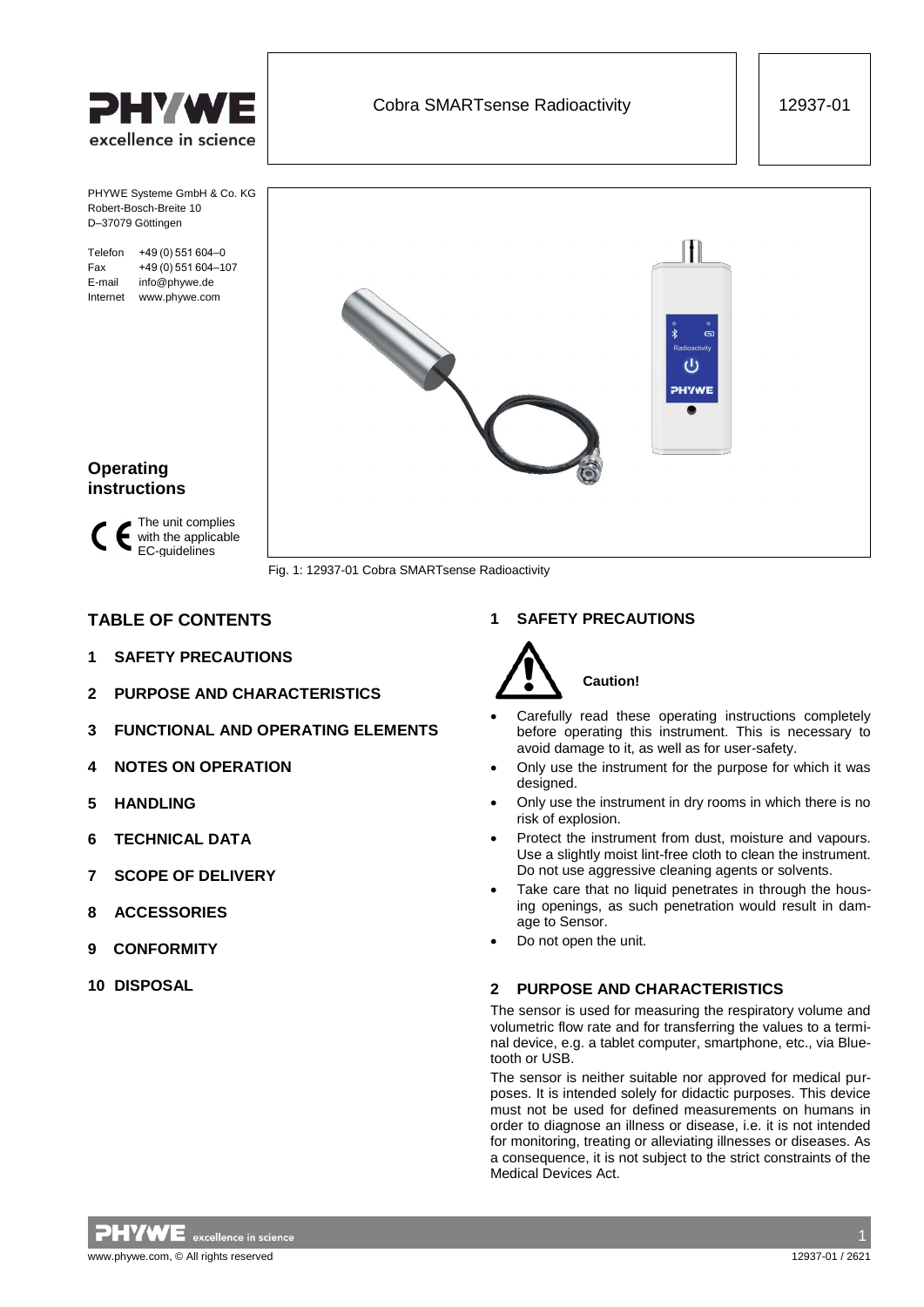# Cobra SMARTsense Radioactivity

12937-01

PHYWE Systeme GmbH & Co. KG
Robert-Bosch-Breite 10
D–37079 Göttingen

Telefon +49 (0) 551 604–0
Fax +49 (0) 551 604–107
E-mail info@phywe.de
Internet www.phywe.com

## Operating instructions

The unit complies with the applicable EC-guidelines

Fig. 1: 12937-01 Cobra SMARTsense Radioactivity

## TABLE OF CONTENTS

1 SAFETY PRECAUTIONS
2 PURPOSE AND CHARACTERISTICS
3 FUNCTIONAL AND OPERATING ELEMENTS
4 NOTES ON OPERATION
5 HANDLING
6 TECHNICAL DATA
7 SCOPE OF DELIVERY
8 ACCESSORIES
9 CONFORMITY
10 DISPOSAL

## 1 SAFETY PRECAUTIONS

**Caution!**

- Carefully read these operating instructions completely before operating this instrument. This is necessary to avoid damage to it, as well as for user-safety.
- Only use the instrument for the purpose for which it was designed.
- Only use the instrument in dry rooms in which there is no risk of explosion.
- Protect the instrument from dust, moisture and vapours. Use a slightly moist lint-free cloth to clean the instrument. Do not use aggressive cleaning agents or solvents.
- Take care that no liquid penetrates in through the housing openings, as such penetration would result in damage to Sensor.
- Do not open the unit.

## 2 PURPOSE AND CHARACTERISTICS

The sensor is used for measuring the respiratory volume and volumetric flow rate and for transferring the values to a terminal device, e.g. a tablet computer, smartphone, etc., via Bluetooth or USB.

The sensor is neither suitable nor approved for medical purposes. It is intended solely for didactic purposes. This device must not be used for defined measurements on humans in order to diagnose an illness or disease, i.e. it is not intended for monitoring, treating or alleviating illnesses or diseases. As a consequence, it is not subject to the strict constraints of the Medical Devices Act.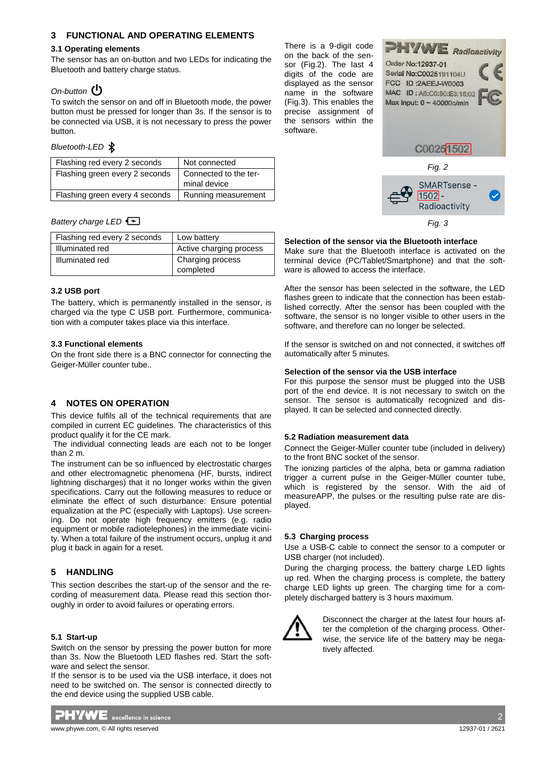## 3 FUNCTIONAL AND OPERATING ELEMENTS

### 3.1 Operating elements

The sensor has an on-button and two LEDs for indicating the Bluetooth and battery charge status.

*On-button*

To switch the sensor on and off in Bluetooth mode, the power button must be pressed for longer than 3s. If the sensor is to be connected via USB, it is not necessary to press the power button.

*Bluetooth-LED*

| Flashing red every 2 seconds | Not connected |
|---|---|
| Flashing green every 2 seconds | Connected to the terminal device |
| Flashing green every 4 seconds | Running measurement |

*Battery charge LED*

| Flashing red every 2 seconds | Low battery |
|---|---|
| Illuminated red | Active charging process |
| Illuminated red | Charging process completed |

### 3.2 USB port

The battery, which is permanently installed in the sensor, is charged via the type C USB port. Furthermore, communication with a computer takes place via this interface.

### 3.3 Functional elements

On the front side there is a BNC connector for connecting the Geiger-Müller counter tube..

## 4 NOTES ON OPERATION

This device fulfils all of the technical requirements that are compiled in current EC guidelines. The characteristics of this product qualify it for the CE mark.

The individual connecting leads are each not to be longer than 2 m.

The instrument can be so influenced by electrostatic charges and other electromagnetic phenomena (HF, bursts, indirect lightning discharges) that it no longer works within the given specifications. Carry out the following measures to reduce or eliminate the effect of such disturbance: Ensure potential equalization at the PC (especially with Laptops). Use screening. Do not operate high frequency emitters (e.g. radio equipment or mobile radiotelephones) in the immediate vicinity. When a total failure of the instrument occurs, unplug it and plug it back in again for a reset.

## 5 HANDLING

This section describes the start-up of the sensor and the recording of measurement data. Please read this section thoroughly in order to avoid failures or operating errors.

### 5.1 Start-up

Switch on the sensor by pressing the power button for more than 3s. Now the Bluetooth LED flashes red. Start the software and select the sensor.

If the sensor is to be used via the USB interface, it does not need to be switched on. The sensor is connected directly to the end device using the supplied USB cable.

There is a 9-digit code on the back of the sensor (Fig.2). The last 4 digits of the code are displayed as the sensor name in the software (Fig.3). This enables the precise assignment of the sensors within the software.

PHYWE Radioactivity
Order No:12937-01
Serial No:C0025191104U
FCC ID :2AEEJ-W0003
MAC ID : A6:C0:80:E3:15:02
Max Input: 0 ~ 40000c/min
C00251502

*Fig. 2*

SMARTsense - 1502 - Radioactivity

*Fig. 3*

**Selection of the sensor via the Bluetooth interface**

Make sure that the Bluetooth interface is activated on the terminal device (PC/Tablet/Smartphone) and that the software is allowed to access the interface.

After the sensor has been selected in the software, the LED flashes green to indicate that the connection has been established correctly. After the sensor has been coupled with the software, the sensor is no longer visible to other users in the software, and therefore can no longer be selected.

If the sensor is switched on and not connected, it switches off automatically after 5 minutes.

**Selection of the sensor via the USB interface**

For this purpose the sensor must be plugged into the USB port of the end device. It is not necessary to switch on the sensor. The sensor is automatically recognized and displayed. It can be selected and connected directly.

### 5.2 Radiation measurement data

Connect the Geiger-Müller counter tube (included in delivery) to the front BNC socket of the sensor.

The ionizing particles of the alpha, beta or gamma radiation trigger a current pulse in the Geiger-Müller counter tube, which is registered by the sensor. With the aid of measureAPP, the pulses or the resulting pulse rate are displayed.

### 5.3 Charging process

Use a USB-C cable to connect the sensor to a computer or USB charger (not included).

During the charging process, the battery charge LED lights up red. When the charging process is complete, the battery charge LED lights up green. The charging time for a completely discharged battery is 3 hours maximum.

⚠ Disconnect the charger at the latest four hours after the completion of the charging process. Otherwise, the service life of the battery may be negatively affected.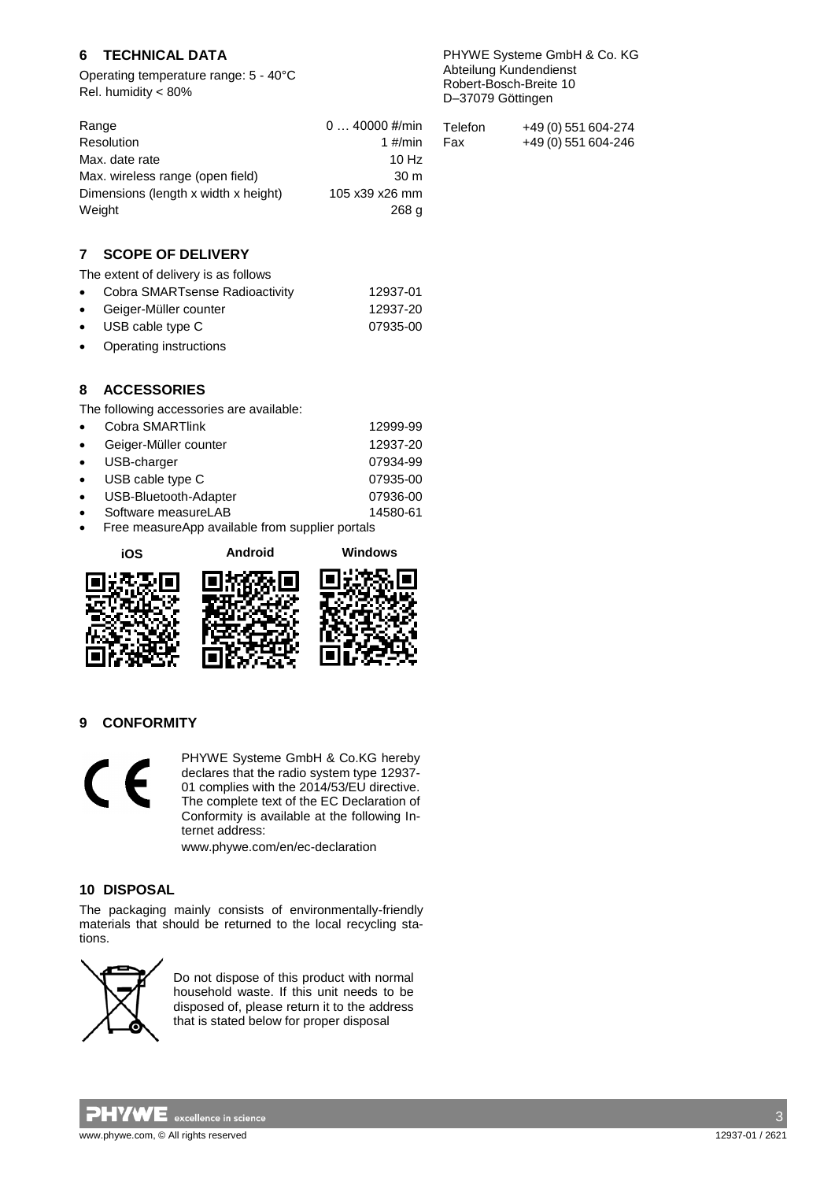## 6 TECHNICAL DATA

Operating temperature range: 5 - 40°C
Rel. humidity < 80%

| | |
|---|---|
| Range | 0 … 40000 #/min |
| Resolution | 1 #/min |
| Max. date rate | 10 Hz |
| Max. wireless range (open field) | 30 m |
| Dimensions (length x width x height) | 105 x39 x26 mm |
| Weight | 268 g |

## 7 SCOPE OF DELIVERY

The extent of delivery is as follows

- Cobra SMARTsense Radioactivity 12937-01
- Geiger-Müller counter 12937-20
- USB cable type C 07935-00
- Operating instructions

## 8 ACCESSORIES

The following accessories are available:

- Cobra SMARTlink 12999-99
- Geiger-Müller counter 12937-20
- USB-charger 07934-99
- USB cable type C 07935-00
- USB-Bluetooth-Adapter 07936-00
- Software measureLAB 14580-61
- Free measureApp available from supplier portals

iOS Android Windows

## 9 CONFORMITY

PHYWE Systeme GmbH & Co.KG hereby declares that the radio system type 12937-01 complies with the 2014/53/EU directive. The complete text of the EC Declaration of Conformity is available at the following Internet address:

www.phywe.com/en/ec-declaration

## 10 DISPOSAL

The packaging mainly consists of environmentally-friendly materials that should be returned to the local recycling stations.

Do not dispose of this product with normal household waste. If this unit needs to be disposed of, please return it to the address that is stated below for proper disposal

PHYWE Systeme GmbH & Co. KG
Abteilung Kundendienst
Robert-Bosch-Breite 10
D–37079 Göttingen

Telefon +49 (0) 551 604-274
Fax +49 (0) 551 604-246